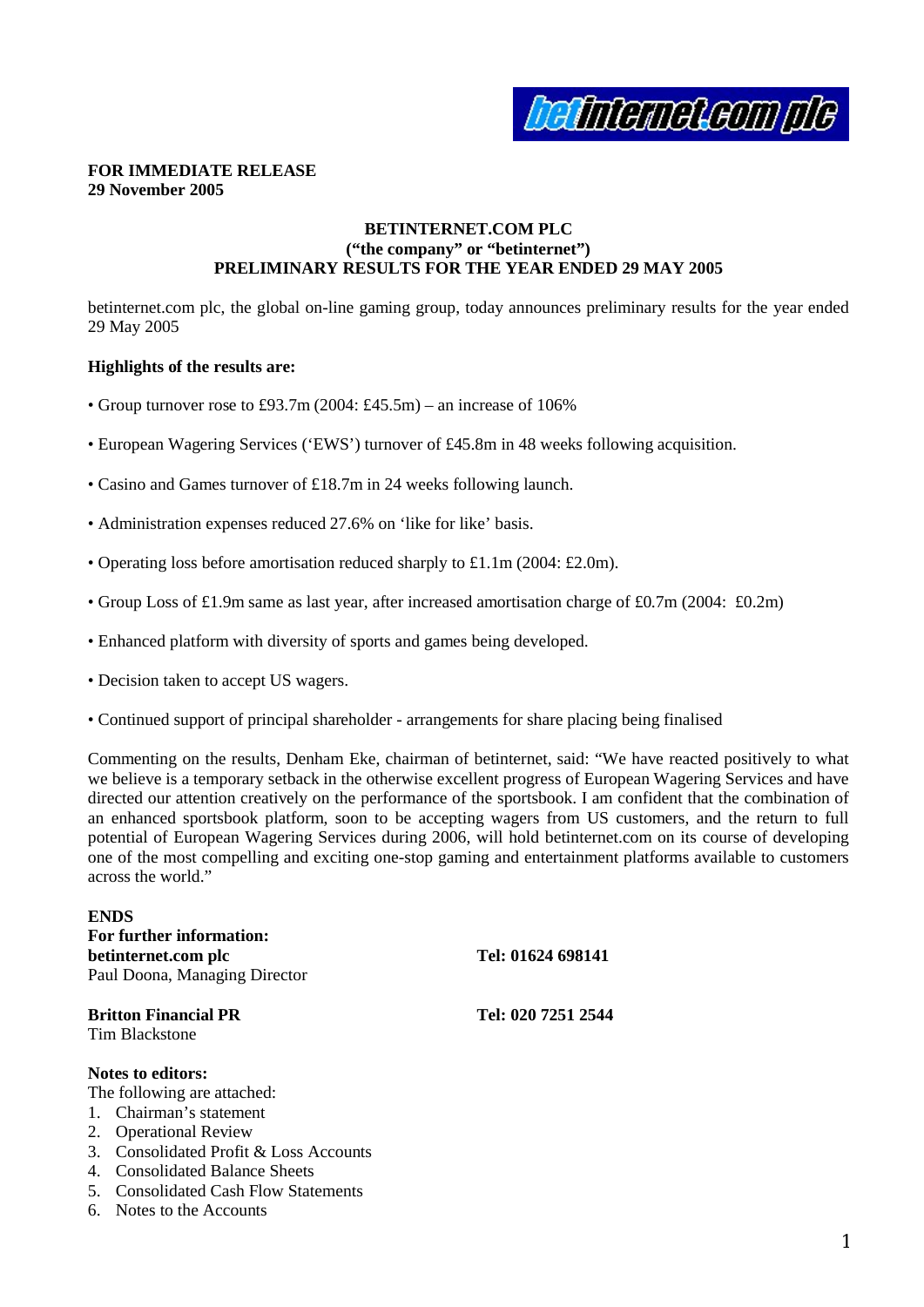**FOR IMMEDIATE RELEASE**
**29 November 2005**

**BETINTERNET.COM PLC**
**("the company" or "betinternet")**
**PRELIMINARY RESULTS FOR THE YEAR ENDED 29 MAY 2005**

betinternet.com plc, the global on-line gaming group, today announces preliminary results for the year ended 29 May 2005

**Highlights of the results are:**

- Group turnover rose to £93.7m (2004: £45.5m) – an increase of 106%
- European Wagering Services ('EWS') turnover of £45.8m in 48 weeks following acquisition.
- Casino and Games turnover of £18.7m in 24 weeks following launch.
- Administration expenses reduced 27.6% on 'like for like' basis.
- Operating loss before amortisation reduced sharply to £1.1m (2004: £2.0m).
- Group Loss of £1.9m same as last year, after increased amortisation charge of £0.7m (2004: £0.2m)
- Enhanced platform with diversity of sports and games being developed.
- Decision taken to accept US wagers.
- Continued support of principal shareholder - arrangements for share placing being finalised

Commenting on the results, Denham Eke, chairman of betinternet, said: "We have reacted positively to what we believe is a temporary setback in the otherwise excellent progress of European Wagering Services and have directed our attention creatively on the performance of the sportsbook. I am confident that the combination of an enhanced sportsbook platform, soon to be accepting wagers from US customers, and the return to full potential of European Wagering Services during 2006, will hold betinternet.com on its course of developing one of the most compelling and exciting one-stop gaming and entertainment platforms available to customers across the world."

**ENDS**

**For further information:**

**betinternet.com plc** — **Tel: 01624 698141**
Paul Doona, Managing Director

**Britton Financial PR** — **Tel: 020 7251 2544**
Tim Blackstone

**Notes to editors:**

The following are attached:

1. Chairman's statement
2. Operational Review
3. Consolidated Profit & Loss Accounts
4. Consolidated Balance Sheets
5. Consolidated Cash Flow Statements
6. Notes to the Accounts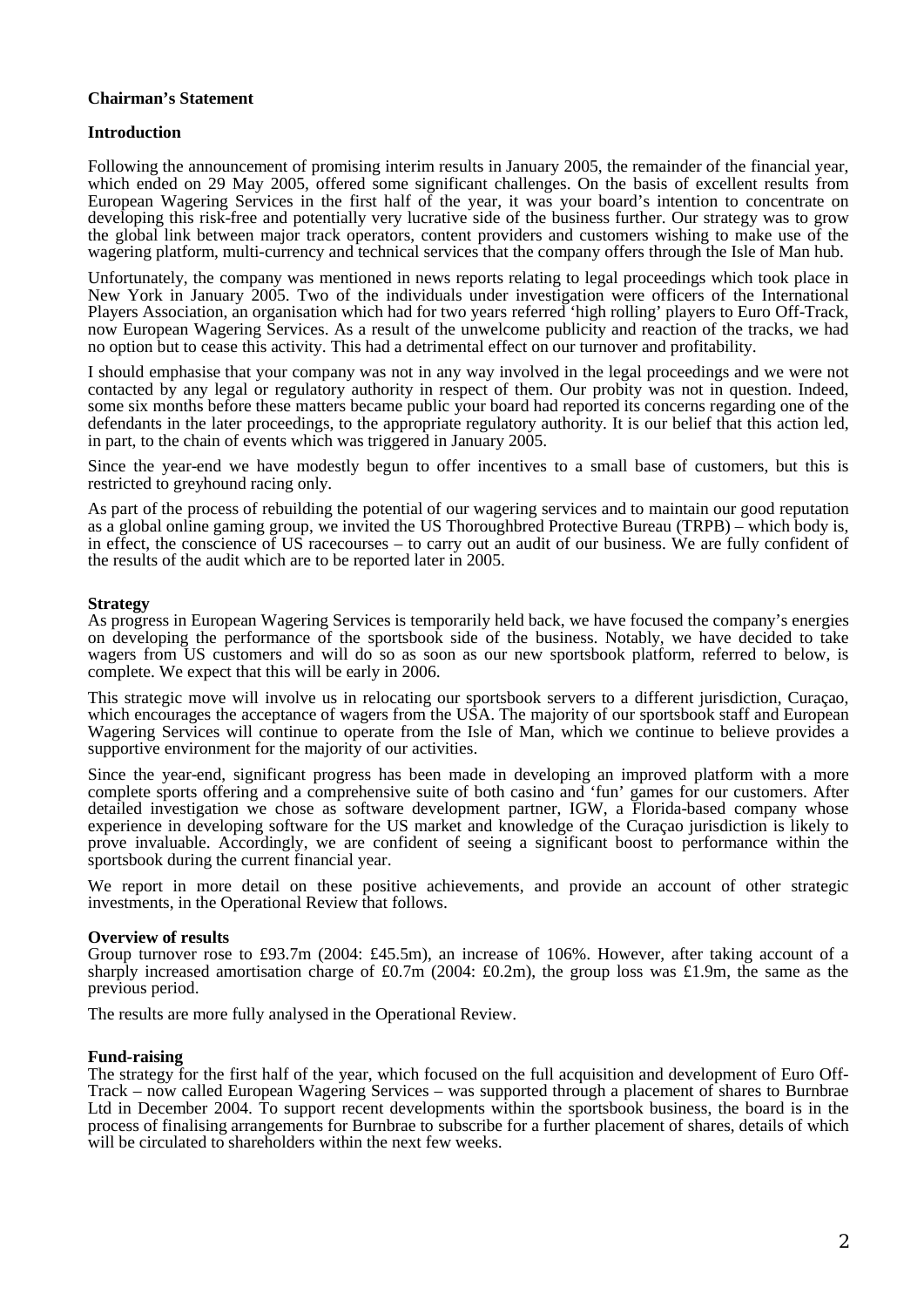## Chairman's Statement

### Introduction

Following the announcement of promising interim results in January 2005, the remainder of the financial year, which ended on 29 May 2005, offered some significant challenges. On the basis of excellent results from European Wagering Services in the first half of the year, it was your board's intention to concentrate on developing this risk-free and potentially very lucrative side of the business further. Our strategy was to grow the global link between major track operators, content providers and customers wishing to make use of the wagering platform, multi-currency and technical services that the company offers through the Isle of Man hub.

Unfortunately, the company was mentioned in news reports relating to legal proceedings which took place in New York in January 2005. Two of the individuals under investigation were officers of the International Players Association, an organisation which had for two years referred 'high rolling' players to Euro Off-Track, now European Wagering Services. As a result of the unwelcome publicity and reaction of the tracks, we had no option but to cease this activity. This had a detrimental effect on our turnover and profitability.

I should emphasise that your company was not in any way involved in the legal proceedings and we were not contacted by any legal or regulatory authority in respect of them. Our probity was not in question. Indeed, some six months before these matters became public your board had reported its concerns regarding one of the defendants in the later proceedings, to the appropriate regulatory authority. It is our belief that this action led, in part, to the chain of events which was triggered in January 2005.

Since the year-end we have modestly begun to offer incentives to a small base of customers, but this is restricted to greyhound racing only.

As part of the process of rebuilding the potential of our wagering services and to maintain our good reputation as a global online gaming group, we invited the US Thoroughbred Protective Bureau (TRPB) – which body is, in effect, the conscience of US racecourses – to carry out an audit of our business. We are fully confident of the results of the audit which are to be reported later in 2005.

### Strategy

As progress in European Wagering Services is temporarily held back, we have focused the company's energies on developing the performance of the sportsbook side of the business. Notably, we have decided to take wagers from US customers and will do so as soon as our new sportsbook platform, referred to below, is complete. We expect that this will be early in 2006.

This strategic move will involve us in relocating our sportsbook servers to a different jurisdiction, Curaçao, which encourages the acceptance of wagers from the USA. The majority of our sportsbook staff and European Wagering Services will continue to operate from the Isle of Man, which we continue to believe provides a supportive environment for the majority of our activities.

Since the year-end, significant progress has been made in developing an improved platform with a more complete sports offering and a comprehensive suite of both casino and 'fun' games for our customers. After detailed investigation we chose as software development partner, IGW, a Florida-based company whose experience in developing software for the US market and knowledge of the Curaçao jurisdiction is likely to prove invaluable. Accordingly, we are confident of seeing a significant boost to performance within the sportsbook during the current financial year.

We report in more detail on these positive achievements, and provide an account of other strategic investments, in the Operational Review that follows.

### Overview of results

Group turnover rose to £93.7m (2004: £45.5m), an increase of 106%. However, after taking account of a sharply increased amortisation charge of £0.7m (2004: £0.2m), the group loss was £1.9m, the same as the previous period.

The results are more fully analysed in the Operational Review.

### Fund-raising

The strategy for the first half of the year, which focused on the full acquisition and development of Euro Off-Track – now called European Wagering Services – was supported through a placement of shares to Burnbrae Ltd in December 2004. To support recent developments within the sportsbook business, the board is in the process of finalising arrangements for Burnbrae to subscribe for a further placement of shares, details of which will be circulated to shareholders within the next few weeks.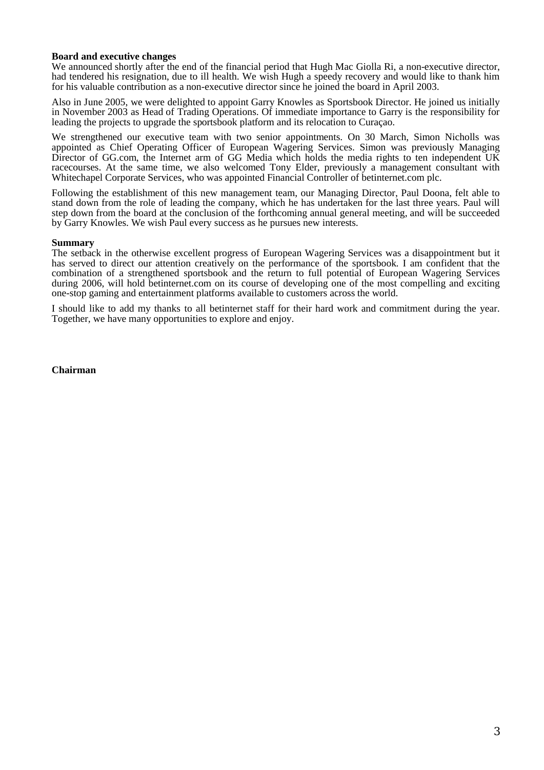**Board and executive changes**

We announced shortly after the end of the financial period that Hugh Mac Giolla Ri, a non-executive director, had tendered his resignation, due to ill health. We wish Hugh a speedy recovery and would like to thank him for his valuable contribution as a non-executive director since he joined the board in April 2003.

Also in June 2005, we were delighted to appoint Garry Knowles as Sportsbook Director. He joined us initially in November 2003 as Head of Trading Operations. Of immediate importance to Garry is the responsibility for leading the projects to upgrade the sportsbook platform and its relocation to Curaçao.

We strengthened our executive team with two senior appointments. On 30 March, Simon Nicholls was appointed as Chief Operating Officer of European Wagering Services. Simon was previously Managing Director of GG.com, the Internet arm of GG Media which holds the media rights to ten independent UK racecourses. At the same time, we also welcomed Tony Elder, previously a management consultant with Whitechapel Corporate Services, who was appointed Financial Controller of betinternet.com plc.

Following the establishment of this new management team, our Managing Director, Paul Doona, felt able to stand down from the role of leading the company, which he has undertaken for the last three years. Paul will step down from the board at the conclusion of the forthcoming annual general meeting, and will be succeeded by Garry Knowles. We wish Paul every success as he pursues new interests.

**Summary**

The setback in the otherwise excellent progress of European Wagering Services was a disappointment but it has served to direct our attention creatively on the performance of the sportsbook. I am confident that the combination of a strengthened sportsbook and the return to full potential of European Wagering Services during 2006, will hold betinternet.com on its course of developing one of the most compelling and exciting one-stop gaming and entertainment platforms available to customers across the world.

I should like to add my thanks to all betinternet staff for their hard work and commitment during the year. Together, we have many opportunities to explore and enjoy.

**Chairman**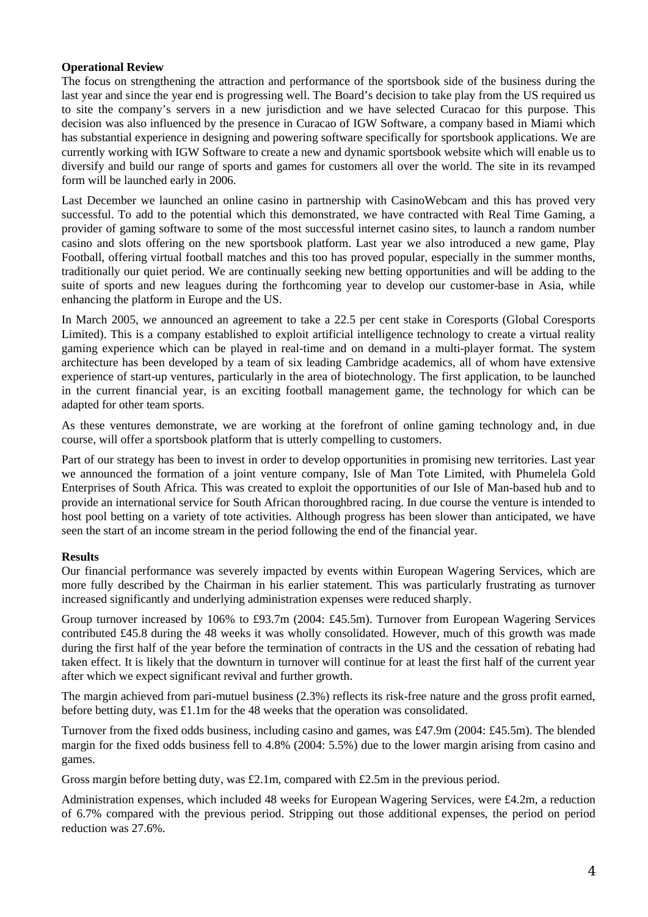**Operational Review**

The focus on strengthening the attraction and performance of the sportsbook side of the business during the last year and since the year end is progressing well. The Board's decision to take play from the US required us to site the company's servers in a new jurisdiction and we have selected Curacao for this purpose. This decision was also influenced by the presence in Curacao of IGW Software, a company based in Miami which has substantial experience in designing and powering software specifically for sportsbook applications. We are currently working with IGW Software to create a new and dynamic sportsbook website which will enable us to diversify and build our range of sports and games for customers all over the world. The site in its revamped form will be launched early in 2006.

Last December we launched an online casino in partnership with CasinoWebcam and this has proved very successful. To add to the potential which this demonstrated, we have contracted with Real Time Gaming, a provider of gaming software to some of the most successful internet casino sites, to launch a random number casino and slots offering on the new sportsbook platform. Last year we also introduced a new game, Play Football, offering virtual football matches and this too has proved popular, especially in the summer months, traditionally our quiet period. We are continually seeking new betting opportunities and will be adding to the suite of sports and new leagues during the forthcoming year to develop our customer-base in Asia, while enhancing the platform in Europe and the US.

In March 2005, we announced an agreement to take a 22.5 per cent stake in Coresports (Global Coresports Limited). This is a company established to exploit artificial intelligence technology to create a virtual reality gaming experience which can be played in real-time and on demand in a multi-player format. The system architecture has been developed by a team of six leading Cambridge academics, all of whom have extensive experience of start-up ventures, particularly in the area of biotechnology. The first application, to be launched in the current financial year, is an exciting football management game, the technology for which can be adapted for other team sports.

As these ventures demonstrate, we are working at the forefront of online gaming technology and, in due course, will offer a sportsbook platform that is utterly compelling to customers.

Part of our strategy has been to invest in order to develop opportunities in promising new territories. Last year we announced the formation of a joint venture company, Isle of Man Tote Limited, with Phumelela Gold Enterprises of South Africa. This was created to exploit the opportunities of our Isle of Man-based hub and to provide an international service for South African thoroughbred racing. In due course the venture is intended to host pool betting on a variety of tote activities. Although progress has been slower than anticipated, we have seen the start of an income stream in the period following the end of the financial year.

**Results**

Our financial performance was severely impacted by events within European Wagering Services, which are more fully described by the Chairman in his earlier statement. This was particularly frustrating as turnover increased significantly and underlying administration expenses were reduced sharply.

Group turnover increased by 106% to £93.7m (2004: £45.5m). Turnover from European Wagering Services contributed £45.8 during the 48 weeks it was wholly consolidated. However, much of this growth was made during the first half of the year before the termination of contracts in the US and the cessation of rebating had taken effect. It is likely that the downturn in turnover will continue for at least the first half of the current year after which we expect significant revival and further growth.

The margin achieved from pari-mutuel business (2.3%) reflects its risk-free nature and the gross profit earned, before betting duty, was £1.1m for the 48 weeks that the operation was consolidated.

Turnover from the fixed odds business, including casino and games, was £47.9m (2004: £45.5m). The blended margin for the fixed odds business fell to 4.8% (2004: 5.5%) due to the lower margin arising from casino and games.

Gross margin before betting duty, was £2.1m, compared with £2.5m in the previous period.

Administration expenses, which included 48 weeks for European Wagering Services, were £4.2m, a reduction of 6.7% compared with the previous period. Stripping out those additional expenses, the period on period reduction was 27.6%.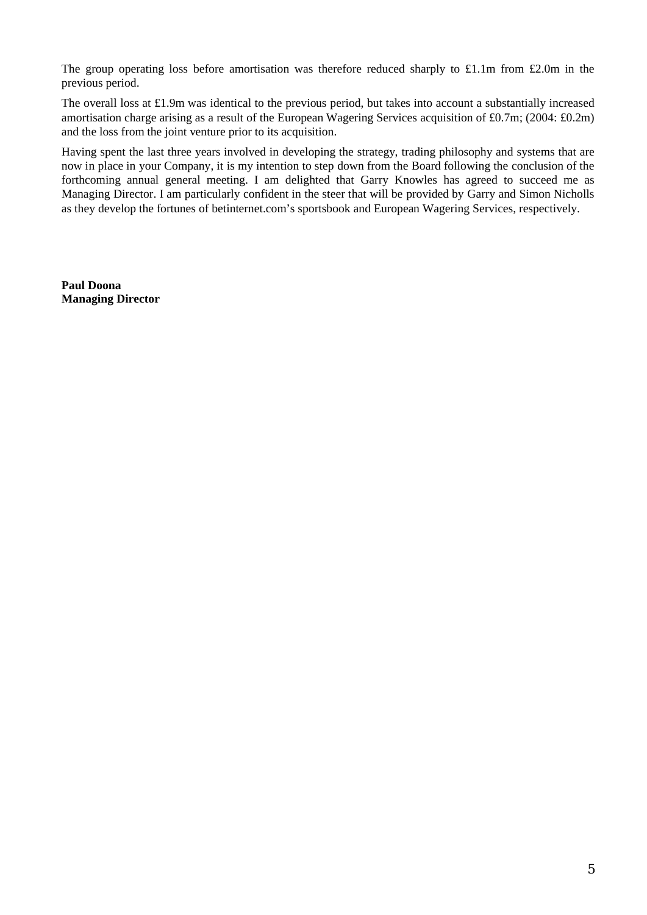The group operating loss before amortisation was therefore reduced sharply to £1.1m from £2.0m in the previous period.

The overall loss at £1.9m was identical to the previous period, but takes into account a substantially increased amortisation charge arising as a result of the European Wagering Services acquisition of £0.7m; (2004: £0.2m) and the loss from the joint venture prior to its acquisition.

Having spent the last three years involved in developing the strategy, trading philosophy and systems that are now in place in your Company, it is my intention to step down from the Board following the conclusion of the forthcoming annual general meeting. I am delighted that Garry Knowles has agreed to succeed me as Managing Director. I am particularly confident in the steer that will be provided by Garry and Simon Nicholls as they develop the fortunes of betinternet.com's sportsbook and European Wagering Services, respectively.

**Paul Doona**
**Managing Director**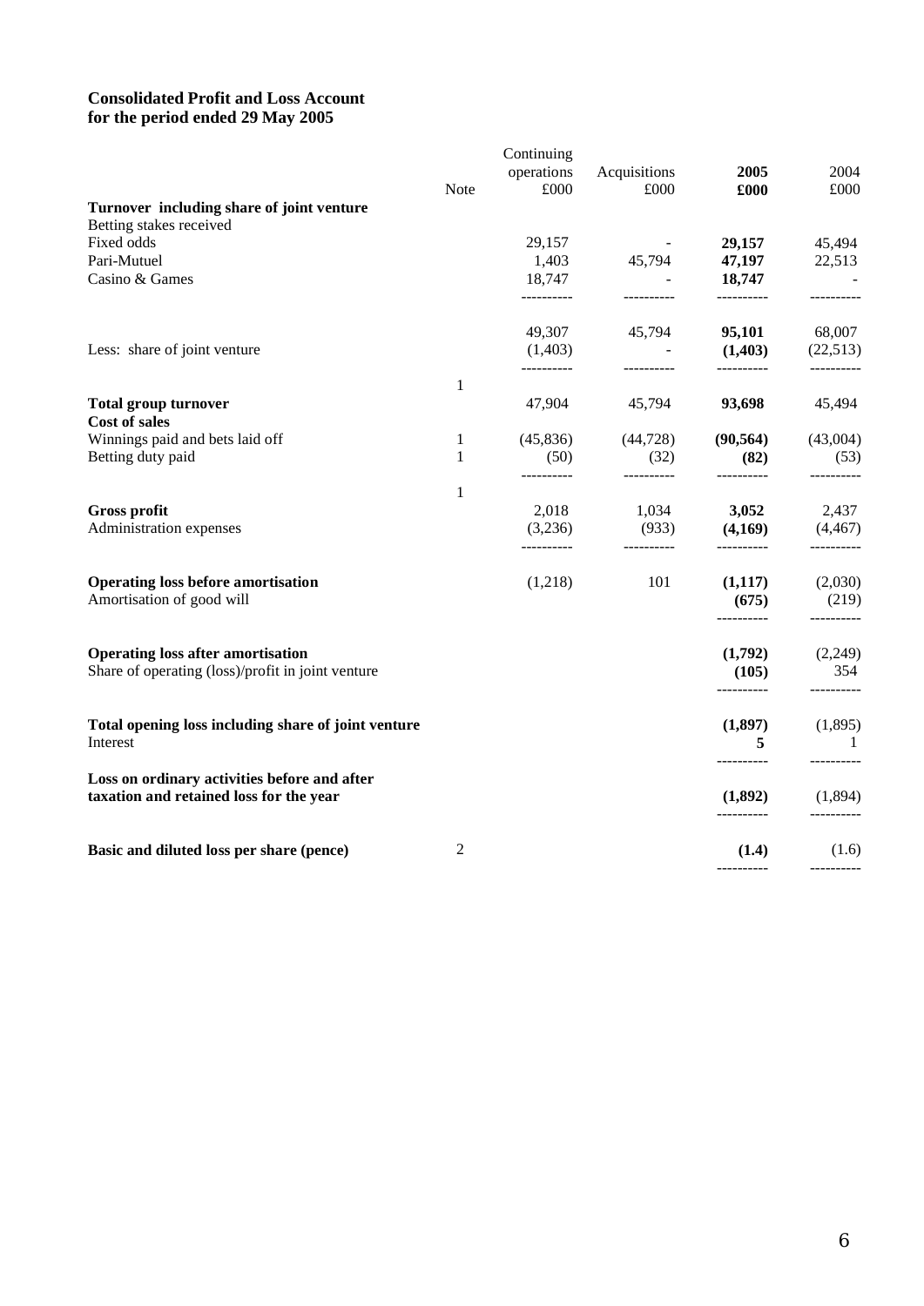**Consolidated Profit and Loss Account**
**for the period ended 29 May 2005**

| | Note | Continuing operations £000 | Acquisitions £000 | **2005 £000** | 2004 £000 |
|---|---|---|---|---|---|
| **Turnover including share of joint venture** | | | | | |
| Betting stakes received | | | | | |
| Fixed odds | | 29,157 | - | **29,157** | 45,494 |
| Pari-Mutuel | | 1,403 | 45,794 | **47,197** | 22,513 |
| Casino & Games | | 18,747 | - | **18,747** | - |
| | | 49,307 | 45,794 | **95,101** | 68,007 |
| Less: share of joint venture | | (1,403) | - | **(1,403)** | (22,513) |
| | 1 | | | | |
| **Total group turnover** | | 47,904 | 45,794 | **93,698** | 45,494 |
| **Cost of sales** | | | | | |
| Winnings paid and bets laid off | 1 | (45,836) | (44,728) | **(90,564)** | (43,004) |
| Betting duty paid | 1 | (50) | (32) | **(82)** | (53) |
| | 1 | | | | |
| **Gross profit** | | 2,018 | 1,034 | **3,052** | 2,437 |
| Administration expenses | | (3,236) | (933) | **(4,169)** | (4,467) |
| **Operating loss before amortisation** | | (1,218) | 101 | **(1,117)** | (2,030) |
| Amortisation of good will | | | | **(675)** | (219) |
| **Operating loss after amortisation** | | | | **(1,792)** | (2,249) |
| Share of operating (loss)/profit in joint venture | | | | **(105)** | 354 |
| **Total opening loss including share of joint venture** | | | | **(1,897)** | (1,895) |
| Interest | | | | **5** | 1 |
| **Loss on ordinary activities before and after taxation and retained loss for the year** | | | | **(1,892)** | (1,894) |
| **Basic and diluted loss per share (pence)** | 2 | | | **(1.4)** | (1.6) |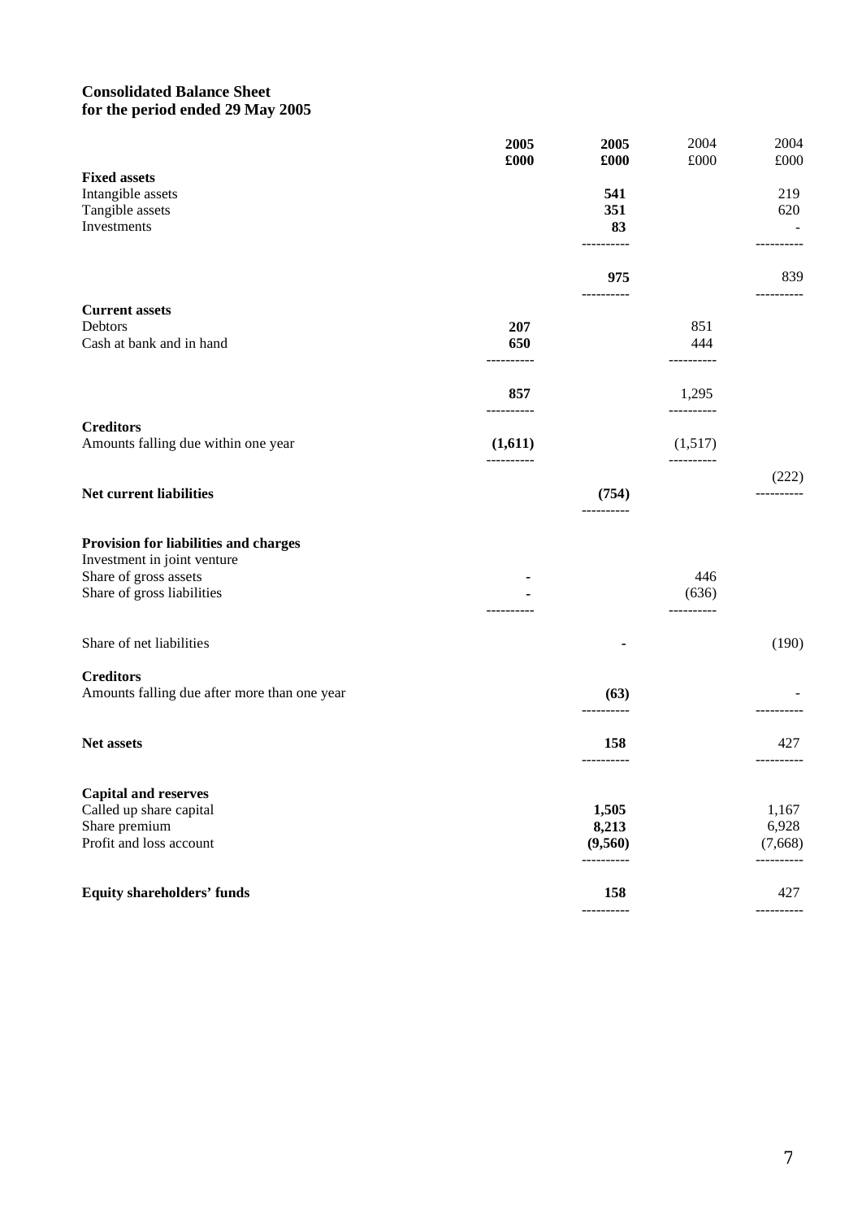**Consolidated Balance Sheet**
**for the period ended 29 May 2005**

| | 2005<br>£000 | 2005<br>£000 | 2004<br>£000 | 2004<br>£000 |
|---|---|---|---|---|
| **Fixed assets** | | | | |
| Intangible assets | | 541 | | 219 |
| Tangible assets | | 351 | | 620 |
| Investments | | 83 | | - |
| | | 975 | | 839 |
| **Current assets** | | | | |
| Debtors | 207 | | 851 | |
| Cash at bank and in hand | 650 | | 444 | |
| | 857 | | 1,295 | |
| **Creditors** | | | | |
| Amounts falling due within one year | (1,611) | | (1,517) | |
| **Net current liabilities** | | (754) | | (222) |
| **Provision for liabilities and charges** | | | | |
| Investment in joint venture | | | | |
| Share of gross assets | - | | 446 | |
| Share of gross liabilities | - | | (636) | |
| Share of net liabilities | | - | | (190) |
| **Creditors** | | | | |
| Amounts falling due after more than one year | | (63) | | - |
| **Net assets** | | 158 | | 427 |
| **Capital and reserves** | | | | |
| Called up share capital | | 1,505 | | 1,167 |
| Share premium | | 8,213 | | 6,928 |
| Profit and loss account | | (9,560) | | (7,668) |
| **Equity shareholders' funds** | | 158 | | 427 |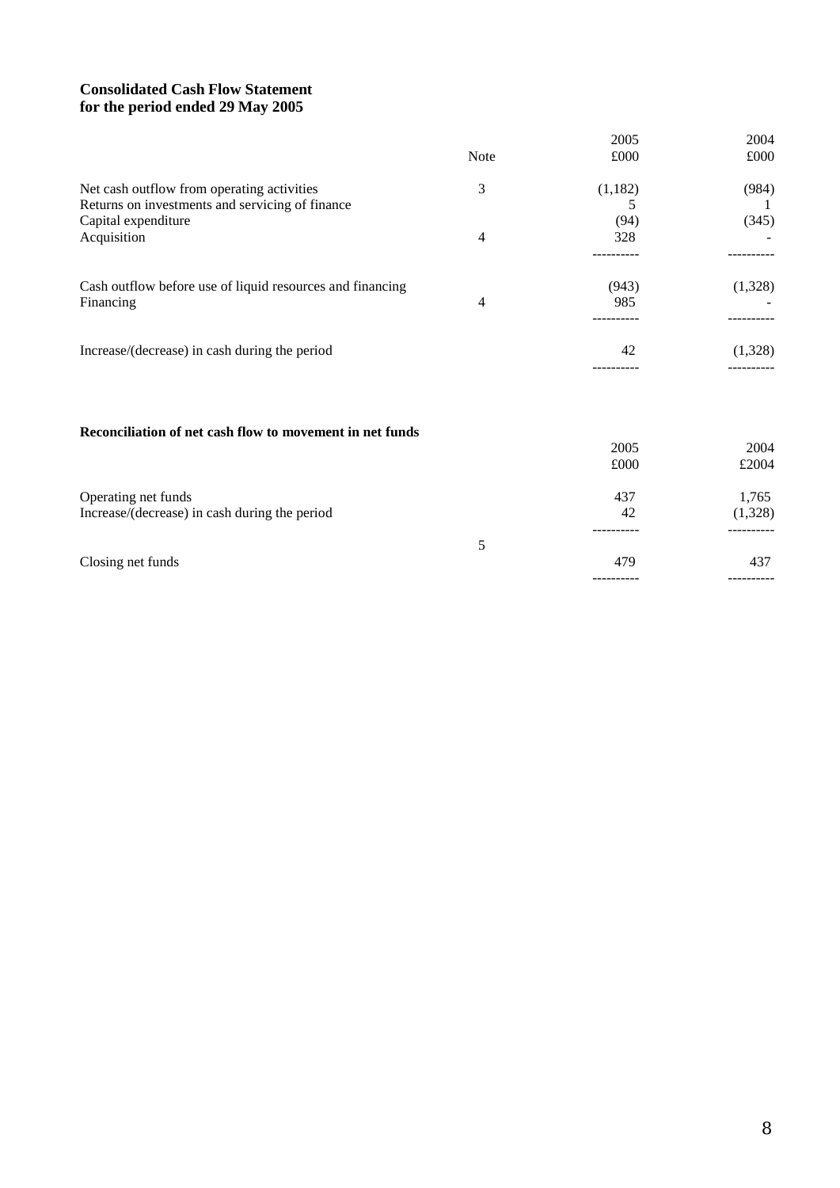**Consolidated Cash Flow Statement**
**for the period ended 29 May 2005**

| | Note | 2005 £000 | 2004 £000 |
|---|---|---|---|
| Net cash outflow from operating activities | 3 | (1,182) | (984) |
| Returns on investments and servicing of finance | | 5 | 1 |
| Capital expenditure | | (94) | (345) |
| Acquisition | 4 | 328 | - |
| Cash outflow before use of liquid resources and financing | | (943) | (1,328) |
| Financing | 4 | 985 | - |
| Increase/(decrease) in cash during the period | | 42 | (1,328) |

**Reconciliation of net cash flow to movement in net funds**

| | Note | 2005 £000 | 2004 £2004 |
|---|---|---|---|
| Operating net funds | | 437 | 1,765 |
| Increase/(decrease) in cash during the period | | 42 | (1,328) |
| Closing net funds | 5 | 479 | 437 |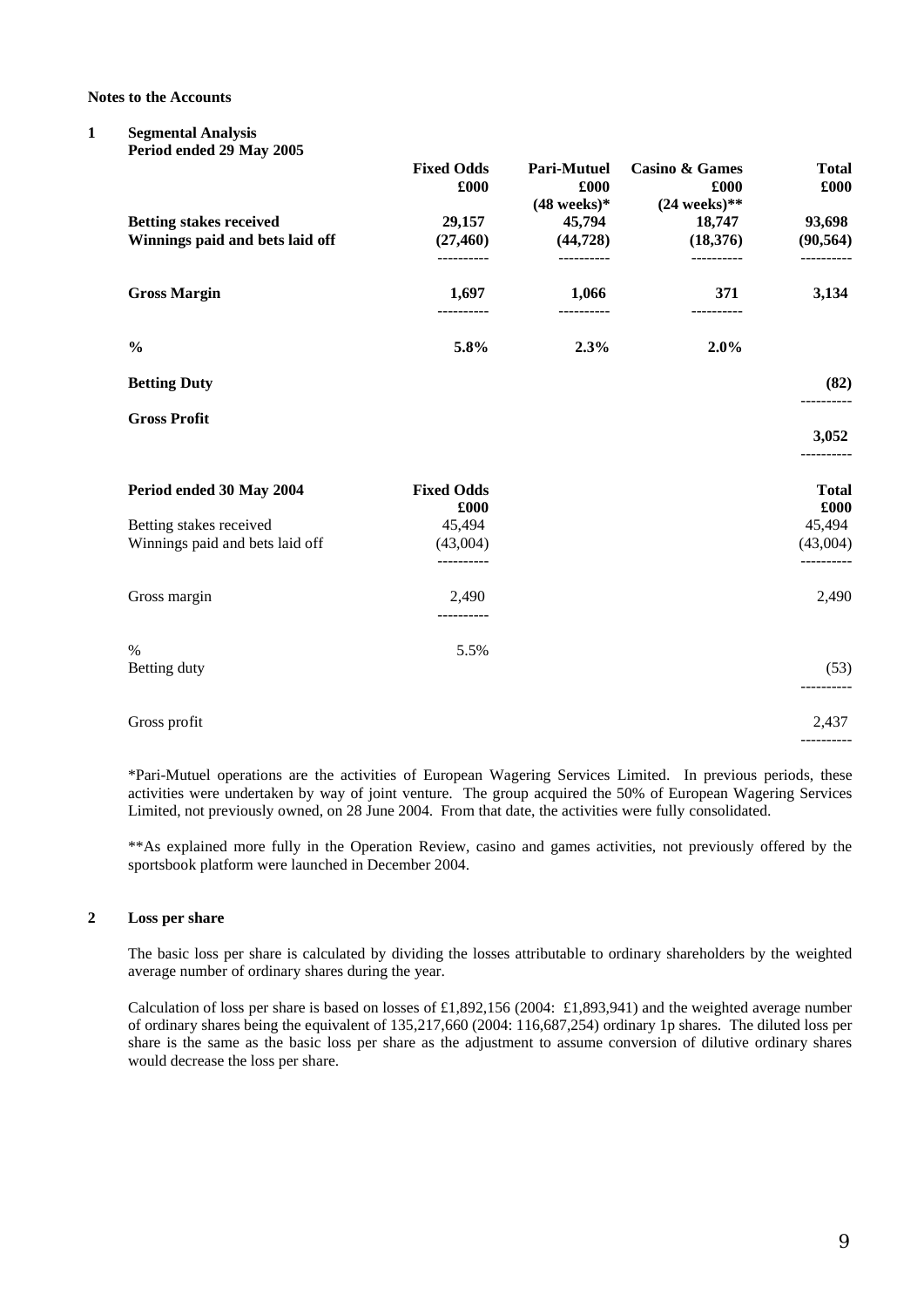**Notes to the Accounts**

**1 Segmental Analysis**

**Period ended 29 May 2005**

| | **Fixed Odds £000** | **Pari-Mutuel £000 (48 weeks)*** | **Casino & Games £000 (24 weeks)**** | **Total £000** |
|---|---|---|---|---|
| **Betting stakes received** | **29,157** | **45,794** | **18,747** | **93,698** |
| **Winnings paid and bets laid off** | **(27,460)** | **(44,728)** | **(18,376)** | **(90,564)** |
| **Gross Margin** | **1,697** | **1,066** | **371** | **3,134** |
| **%** | **5.8%** | **2.3%** | **2.0%** | |
| **Betting Duty** | | | | **(82)** |
| **Gross Profit** | | | | **3,052** |

| **Period ended 30 May 2004** | **Fixed Odds £000** | **Total £000** |
|---|---|---|
| Betting stakes received | 45,494 | 45,494 |
| Winnings paid and bets laid off | (43,004) | (43,004) |
| Gross margin | 2,490 | 2,490 |
| % | 5.5% | |
| Betting duty | | (53) |
| Gross profit | | 2,437 |

*Pari-Mutuel operations are the activities of European Wagering Services Limited. In previous periods, these activities were undertaken by way of joint venture. The group acquired the 50% of European Wagering Services Limited, not previously owned, on 28 June 2004. From that date, the activities were fully consolidated.

**As explained more fully in the Operation Review, casino and games activities, not previously offered by the sportsbook platform were launched in December 2004.

**2 Loss per share**

The basic loss per share is calculated by dividing the losses attributable to ordinary shareholders by the weighted average number of ordinary shares during the year.

Calculation of loss per share is based on losses of £1,892,156 (2004: £1,893,941) and the weighted average number of ordinary shares being the equivalent of 135,217,660 (2004: 116,687,254) ordinary 1p shares. The diluted loss per share is the same as the basic loss per share as the adjustment to assume conversion of dilutive ordinary shares would decrease the loss per share.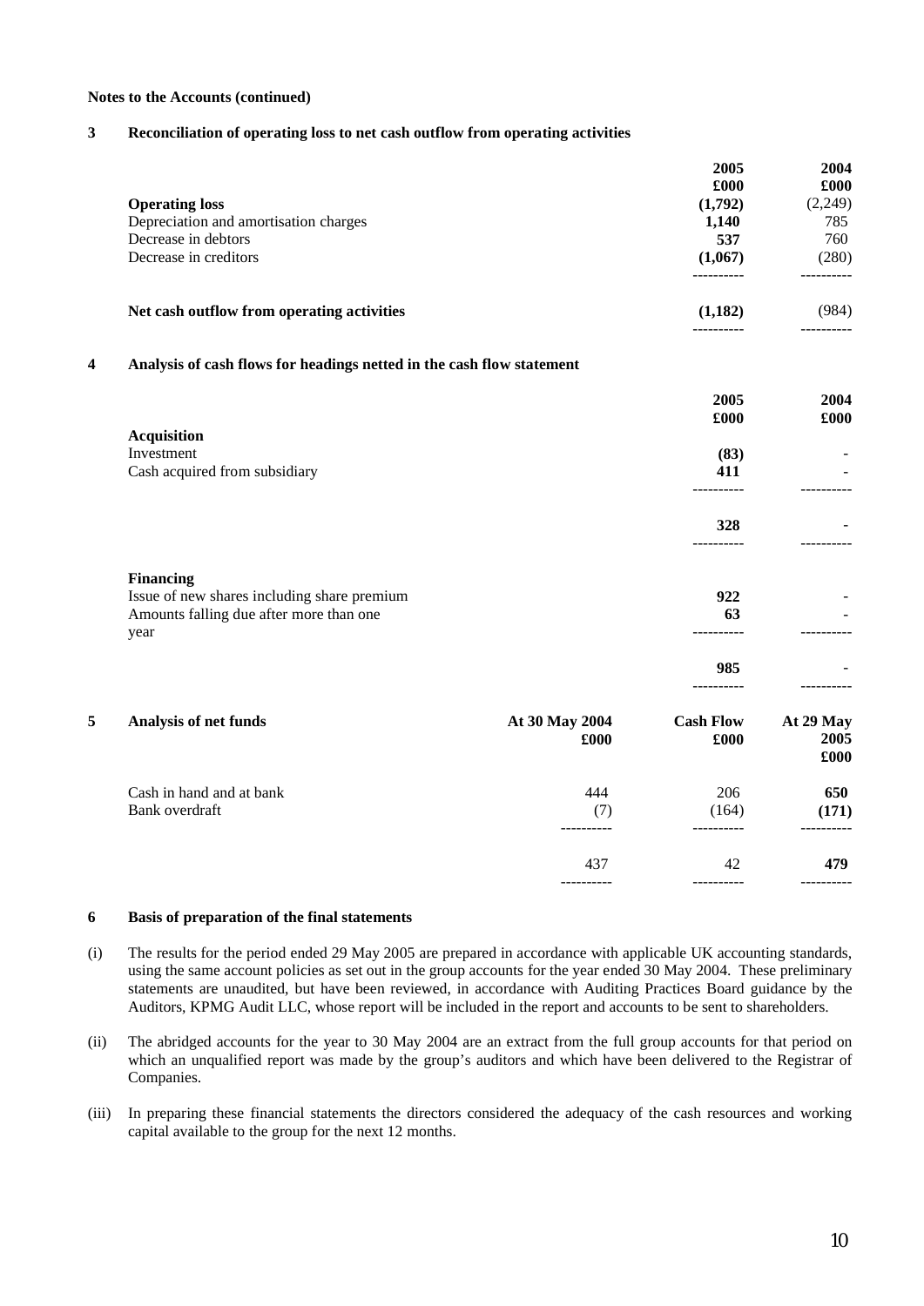**Notes to the Accounts (continued)**

**3 Reconciliation of operating loss to net cash outflow from operating activities**

| | 2005 £000 | 2004 £000 |
|---|---|---|
| **Operating loss** | **(1,792)** | (2,249) |
| Depreciation and amortisation charges | **1,140** | 785 |
| Decrease in debtors | **537** | 760 |
| Decrease in creditors | **(1,067)** | (280) |
| **Net cash outflow from operating activities** | **(1,182)** | (984) |

**4 Analysis of cash flows for headings netted in the cash flow statement**

| | 2005 £000 | 2004 £000 |
|---|---|---|
| **Acquisition** | | |
| Investment | **(83)** | - |
| Cash acquired from subsidiary | **411** | - |
| | **328** | - |
| **Financing** | | |
| Issue of new shares including share premium | **922** | - |
| Amounts falling due after more than one year | **63** | - |
| | **985** | - |

**5 Analysis of net funds**

| | At 30 May 2004 £000 | Cash Flow £000 | At 29 May 2005 £000 |
|---|---|---|---|
| Cash in hand and at bank | 444 | 206 | **650** |
| Bank overdraft | (7) | (164) | **(171)** |
| | 437 | 42 | **479** |

**6 Basis of preparation of the final statements**

(i) The results for the period ended 29 May 2005 are prepared in accordance with applicable UK accounting standards, using the same account policies as set out in the group accounts for the year ended 30 May 2004. These preliminary statements are unaudited, but have been reviewed, in accordance with Auditing Practices Board guidance by the Auditors, KPMG Audit LLC, whose report will be included in the report and accounts to be sent to shareholders.

(ii) The abridged accounts for the year to 30 May 2004 are an extract from the full group accounts for that period on which an unqualified report was made by the group's auditors and which have been delivered to the Registrar of Companies.

(iii) In preparing these financial statements the directors considered the adequacy of the cash resources and working capital available to the group for the next 12 months.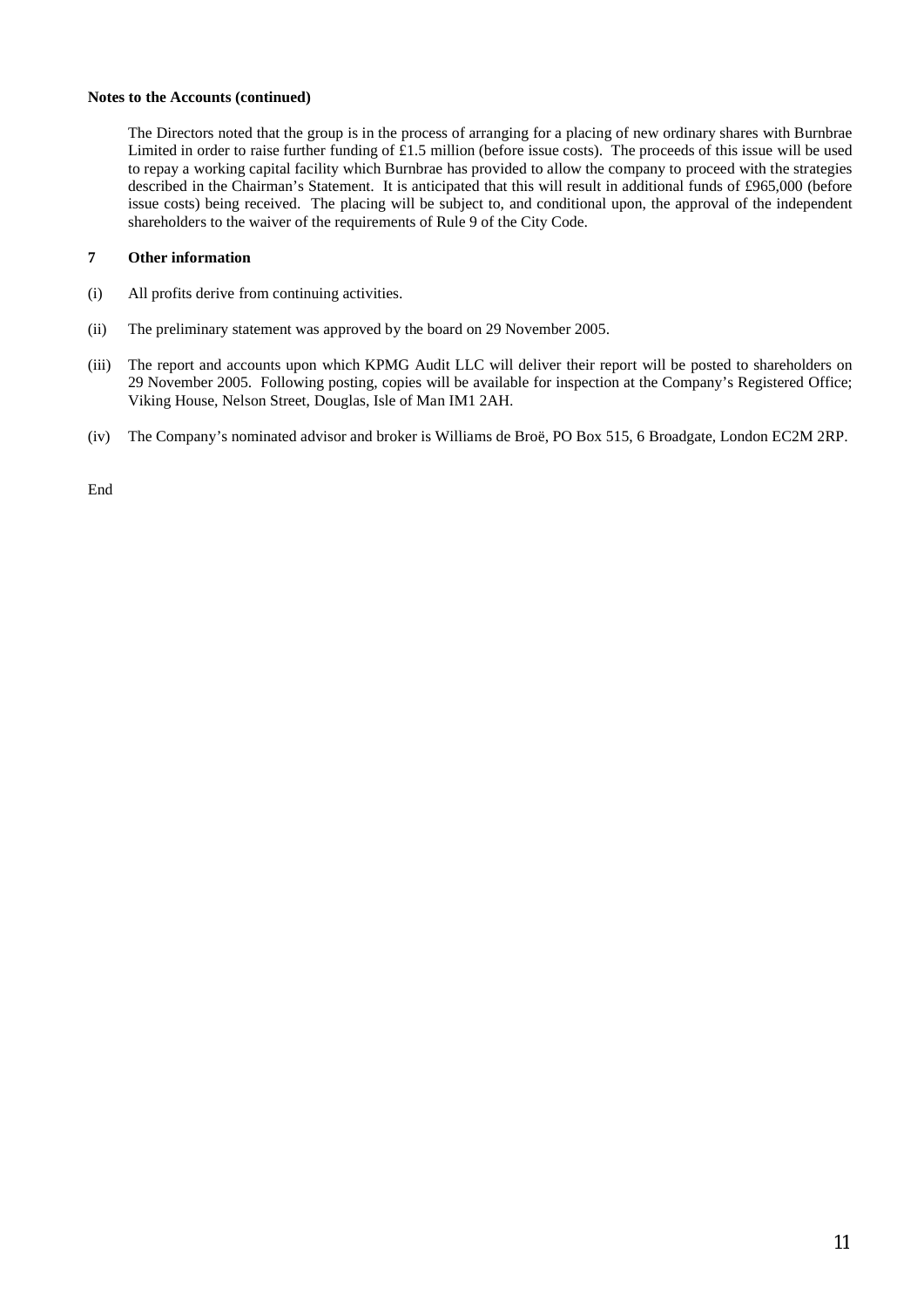**Notes to the Accounts (continued)**

The Directors noted that the group is in the process of arranging for a placing of new ordinary shares with Burnbrae Limited in order to raise further funding of £1.5 million (before issue costs). The proceeds of this issue will be used to repay a working capital facility which Burnbrae has provided to allow the company to proceed with the strategies described in the Chairman's Statement. It is anticipated that this will result in additional funds of £965,000 (before issue costs) being received. The placing will be subject to, and conditional upon, the approval of the independent shareholders to the waiver of the requirements of Rule 9 of the City Code.

**7 Other information**

(i) All profits derive from continuing activities.

(ii) The preliminary statement was approved by the board on 29 November 2005.

(iii) The report and accounts upon which KPMG Audit LLC will deliver their report will be posted to shareholders on 29 November 2005. Following posting, copies will be available for inspection at the Company's Registered Office; Viking House, Nelson Street, Douglas, Isle of Man IM1 2AH.

(iv) The Company's nominated advisor and broker is Williams de Broë, PO Box 515, 6 Broadgate, London EC2M 2RP.

End